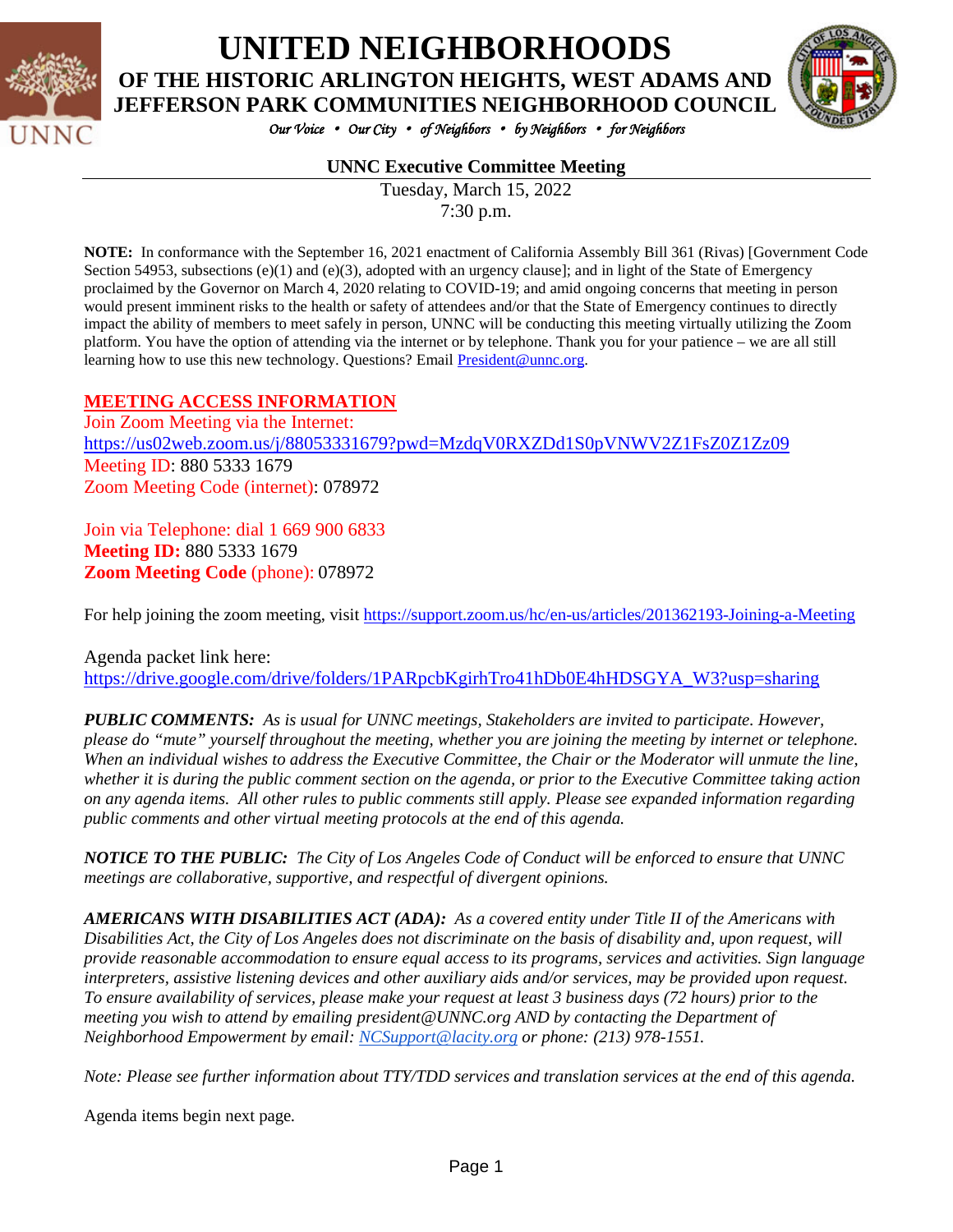# UNITED NEIGHBORHOODS

## OF THE HISTORIC ARLINGTON HEIGHTS, WEST ADAMS AND JEFFERSON PARK COMMUNITIES NEIGHBORHOOD COUNCIL

*Our Voice • Our City • of Neighbors • by Neighbors • for Neighbors*

**UNNC Executive Committee Meeting**

Tuesday, March 15, 2022
7:30 p.m.

**NOTE:** In conformance with the September 16, 2021 enactment of California Assembly Bill 361 (Rivas) [Government Code Section 54953, subsections (e)(1) and (e)(3), adopted with an urgency clause]; and in light of the State of Emergency proclaimed by the Governor on March 4, 2020 relating to COVID-19; and amid ongoing concerns that meeting in person would present imminent risks to the health or safety of attendees and/or that the State of Emergency continues to directly impact the ability of members to meet safely in person, UNNC will be conducting this meeting virtually utilizing the Zoom platform. You have the option of attending via the internet or by telephone. Thank you for your patience – we are all still learning how to use this new technology. Questions? Email President@unnc.org.

## MEETING ACCESS INFORMATION

Join Zoom Meeting via the Internet:
https://us02web.zoom.us/j/88053331679?pwd=MzdqV0RXZDd1S0pVNWV2Z1FsZ0Z1Zz09
Meeting ID: 880 5333 1679
Zoom Meeting Code (internet): 078972

Join via Telephone: dial 1 669 900 6833
**Meeting ID:** 880 5333 1679
**Zoom Meeting Code** (phone): 078972

For help joining the zoom meeting, visit https://support.zoom.us/hc/en-us/articles/201362193-Joining-a-Meeting

Agenda packet link here:
https://drive.google.com/drive/folders/1PARpcbKgirhTro41hDb0E4hHDSGYA_W3?usp=sharing

***PUBLIC COMMENTS:*** *As is usual for UNNC meetings, Stakeholders are invited to participate. However, please do "mute" yourself throughout the meeting, whether you are joining the meeting by internet or telephone. When an individual wishes to address the Executive Committee, the Chair or the Moderator will unmute the line, whether it is during the public comment section on the agenda, or prior to the Executive Committee taking action on any agenda items. All other rules to public comments still apply. Please see expanded information regarding public comments and other virtual meeting protocols at the end of this agenda.*

***NOTICE TO THE PUBLIC:*** *The City of Los Angeles Code of Conduct will be enforced to ensure that UNNC meetings are collaborative, supportive, and respectful of divergent opinions.*

***AMERICANS WITH DISABILITIES ACT (ADA):*** *As a covered entity under Title II of the Americans with Disabilities Act, the City of Los Angeles does not discriminate on the basis of disability and, upon request, will provide reasonable accommodation to ensure equal access to its programs, services and activities. Sign language interpreters, assistive listening devices and other auxiliary aids and/or services, may be provided upon request. To ensure availability of services, please make your request at least 3 business days (72 hours) prior to the meeting you wish to attend by emailing president@UNNC.org AND by contacting the Department of Neighborhood Empowerment by email: NCSupport@lacity.org or phone: (213) 978-1551.*

*Note: Please see further information about TTY/TDD services and translation services at the end of this agenda.*

Agenda items begin next page.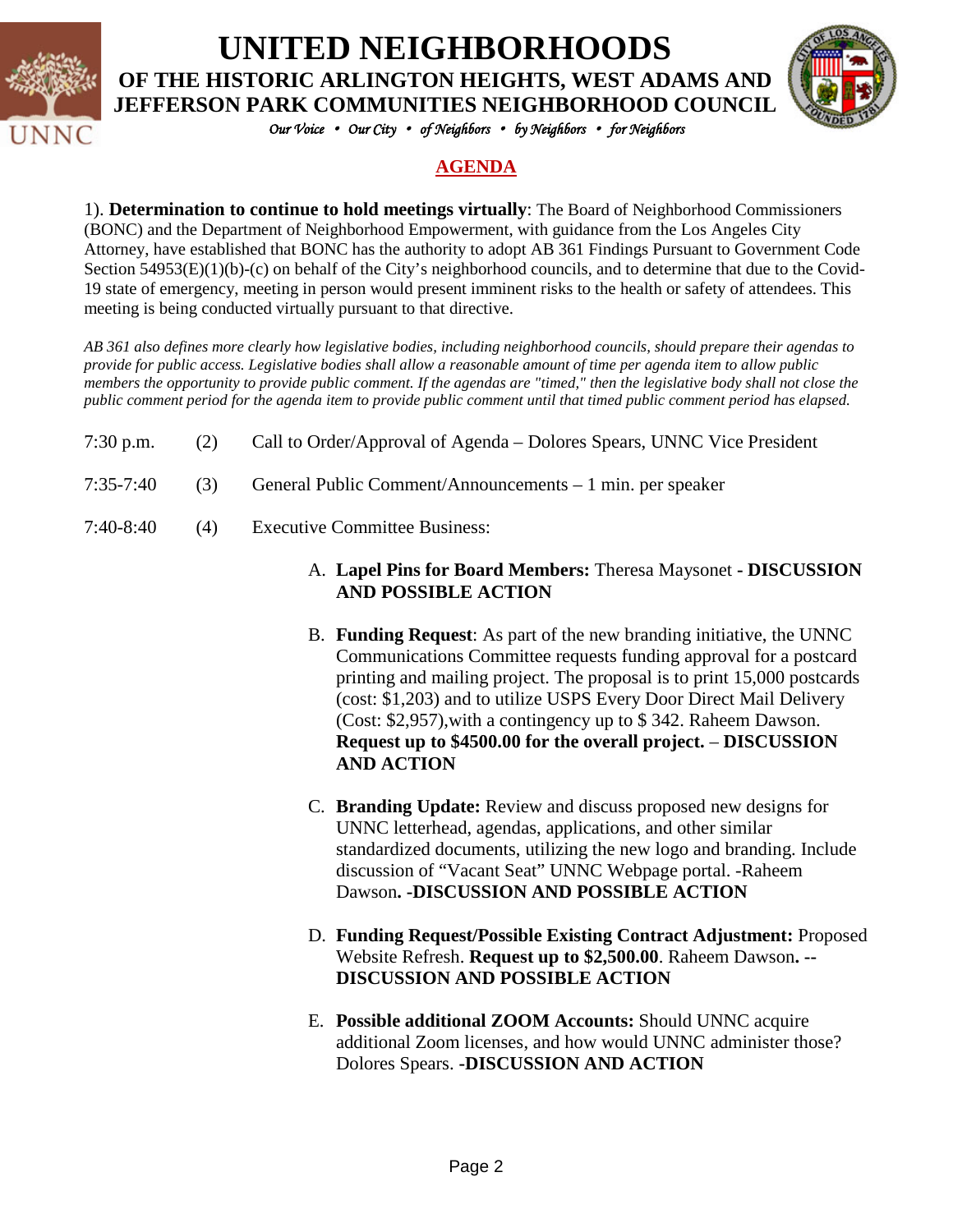# UNITED NEIGHBORHOODS

## OF THE HISTORIC ARLINGTON HEIGHTS, WEST ADAMS AND JEFFERSON PARK COMMUNITIES NEIGHBORHOOD COUNCIL

*Our Voice • Our City • of Neighbors • by Neighbors • for Neighbors*

## AGENDA

1). **Determination to continue to hold meetings virtually**: The Board of Neighborhood Commissioners (BONC) and the Department of Neighborhood Empowerment, with guidance from the Los Angeles City Attorney, have established that BONC has the authority to adopt AB 361 Findings Pursuant to Government Code Section 54953(E)(1)(b)-(c) on behalf of the City's neighborhood councils, and to determine that due to the Covid-19 state of emergency, meeting in person would present imminent risks to the health or safety of attendees. This meeting is being conducted virtually pursuant to that directive.

*AB 361 also defines more clearly how legislative bodies, including neighborhood councils, should prepare their agendas to provide for public access. Legislative bodies shall allow a reasonable amount of time per agenda item to allow public members the opportunity to provide public comment. If the agendas are "timed," then the legislative body shall not close the public comment period for the agenda item to provide public comment until that timed public comment period has elapsed.*

7:30 p.m. (2) Call to Order/Approval of Agenda – Dolores Spears, UNNC Vice President

7:35-7:40 (3) General Public Comment/Announcements – 1 min. per speaker

7:40-8:40 (4) Executive Committee Business:

A. **Lapel Pins for Board Members:** Theresa Maysonet **- DISCUSSION AND POSSIBLE ACTION**

B. **Funding Request**: As part of the new branding initiative, the UNNC Communications Committee requests funding approval for a postcard printing and mailing project. The proposal is to print 15,000 postcards (cost: $1,203) and to utilize USPS Every Door Direct Mail Delivery (Cost: $2,957),with a contingency up to $ 342. Raheem Dawson. **Request up to $4500.00 for the overall project.** – **DISCUSSION AND ACTION**

C. **Branding Update:** Review and discuss proposed new designs for UNNC letterhead, agendas, applications, and other similar standardized documents, utilizing the new logo and branding. Include discussion of "Vacant Seat" UNNC Webpage portal. -Raheem Dawson**. -DISCUSSION AND POSSIBLE ACTION**

D. **Funding Request/Possible Existing Contract Adjustment:** Proposed Website Refresh. **Request up to $2,500.00**. Raheem Dawson**. --DISCUSSION AND POSSIBLE ACTION**

E. **Possible additional ZOOM Accounts:** Should UNNC acquire additional Zoom licenses, and how would UNNC administer those? Dolores Spears. **-DISCUSSION AND ACTION**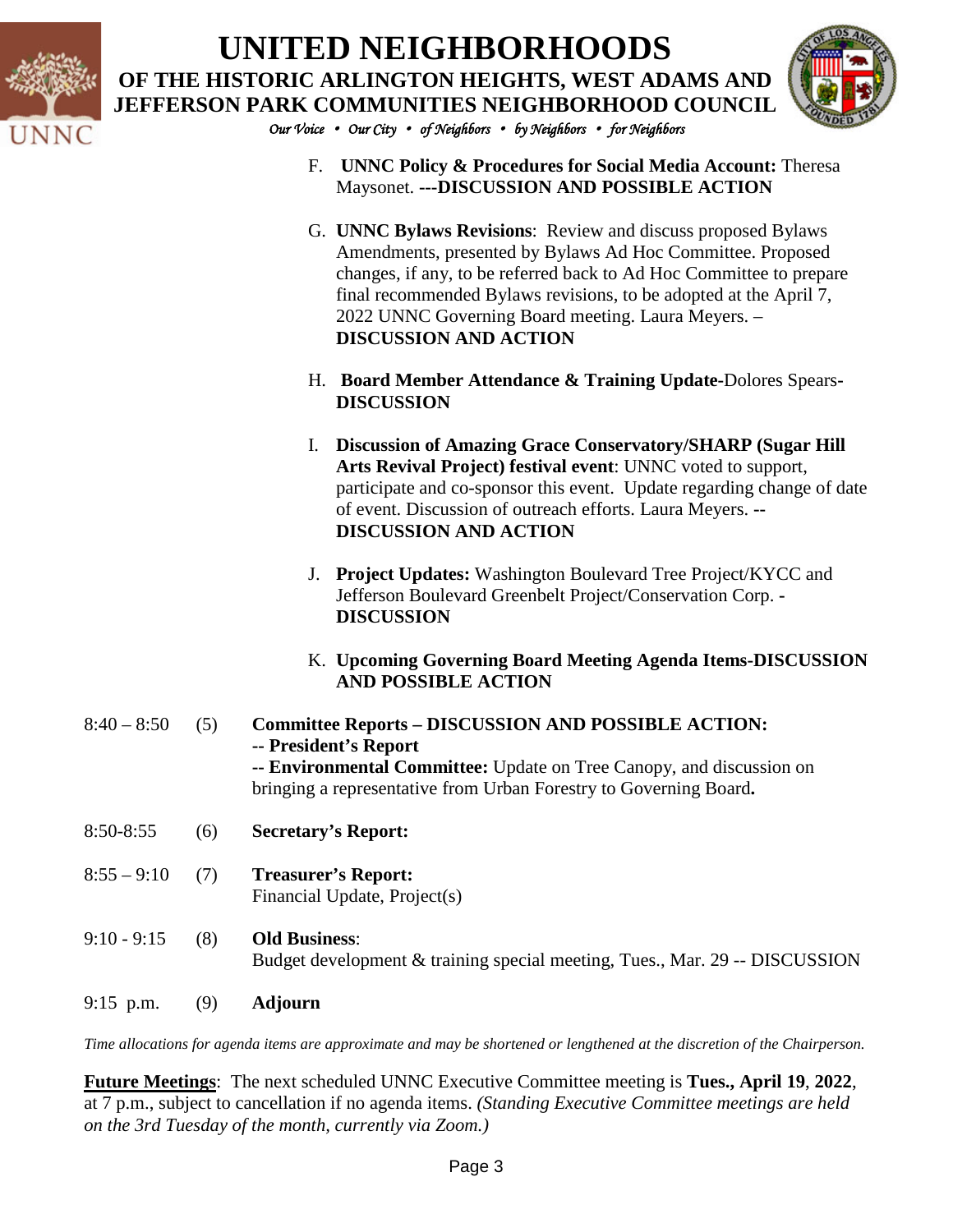F. **UNNC Policy & Procedures for Social Media Account:** Theresa Maysonet. **---DISCUSSION AND POSSIBLE ACTION**

G. **UNNC Bylaws Revisions**: Review and discuss proposed Bylaws Amendments, presented by Bylaws Ad Hoc Committee. Proposed changes, if any, to be referred back to Ad Hoc Committee to prepare final recommended Bylaws revisions, to be adopted at the April 7, 2022 UNNC Governing Board meeting. Laura Meyers. – **DISCUSSION AND ACTION**

H. **Board Member Attendance & Training Update**-Dolores Spears- **DISCUSSION**

I. **Discussion of Amazing Grace Conservatory/SHARP (Sugar Hill Arts Revival Project) festival event**: UNNC voted to support, participate and co-sponsor this event. Update regarding change of date of event. Discussion of outreach efforts. Laura Meyers. **-- DISCUSSION AND ACTION**

J. **Project Updates:** Washington Boulevard Tree Project/KYCC and Jefferson Boulevard Greenbelt Project/Conservation Corp. - **DISCUSSION**

K. **Upcoming Governing Board Meeting Agenda Items-DISCUSSION AND POSSIBLE ACTION**

8:40 – 8:50 (5) **Committee Reports – DISCUSSION AND POSSIBLE ACTION:**
**-- President's Report**
**-- Environmental Committee:** Update on Tree Canopy, and discussion on bringing a representative from Urban Forestry to Governing Board**.**

8:50-8:55 (6) **Secretary's Report:**

8:55 – 9:10 (7) **Treasurer's Report:**
Financial Update, Project(s)

9:10 - 9:15 (8) **Old Business**:
Budget development & training special meeting, Tues., Mar. 29 -- DISCUSSION

9:15 p.m. (9) **Adjourn**

*Time allocations for agenda items are approximate and may be shortened or lengthened at the discretion of the Chairperson.*

**Future Meetings**: The next scheduled UNNC Executive Committee meeting is **Tues., April 19**, **2022**, at 7 p.m., subject to cancellation if no agenda items. *(Standing Executive Committee meetings are held on the 3rd Tuesday of the month, currently via Zoom.)*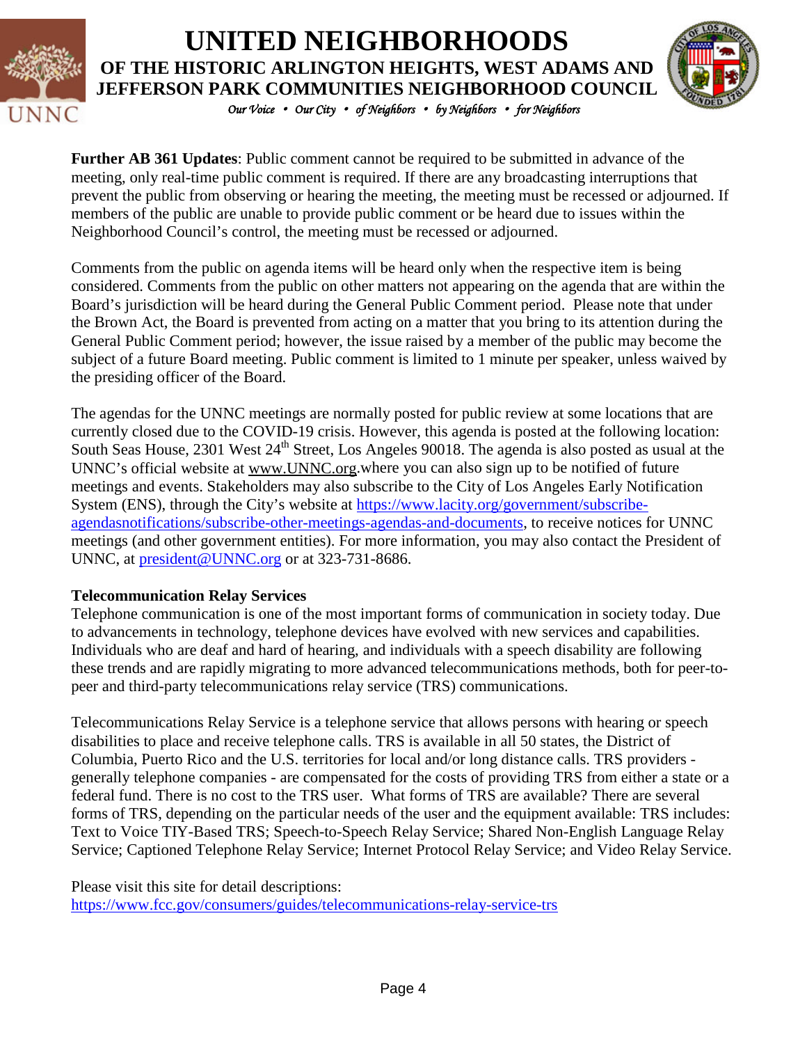**Further AB 361 Updates**: Public comment cannot be required to be submitted in advance of the meeting, only real-time public comment is required. If there are any broadcasting interruptions that prevent the public from observing or hearing the meeting, the meeting must be recessed or adjourned. If members of the public are unable to provide public comment or be heard due to issues within the Neighborhood Council's control, the meeting must be recessed or adjourned.

Comments from the public on agenda items will be heard only when the respective item is being considered. Comments from the public on other matters not appearing on the agenda that are within the Board's jurisdiction will be heard during the General Public Comment period. Please note that under the Brown Act, the Board is prevented from acting on a matter that you bring to its attention during the General Public Comment period; however, the issue raised by a member of the public may become the subject of a future Board meeting. Public comment is limited to 1 minute per speaker, unless waived by the presiding officer of the Board.

The agendas for the UNNC meetings are normally posted for public review at some locations that are currently closed due to the COVID-19 crisis. However, this agenda is posted at the following location: South Seas House, 2301 West 24th Street, Los Angeles 90018. The agenda is also posted as usual at the UNNC's official website at www.UNNC.org.where you can also sign up to be notified of future meetings and events. Stakeholders may also subscribe to the City of Los Angeles Early Notification System (ENS), through the City's website at https://www.lacity.org/government/subscribe-agendasnotifications/subscribe-other-meetings-agendas-and-documents, to receive notices for UNNC meetings (and other government entities). For more information, you may also contact the President of UNNC, at president@UNNC.org or at 323-731-8686.

**Telecommunication Relay Services**

Telephone communication is one of the most important forms of communication in society today. Due to advancements in technology, telephone devices have evolved with new services and capabilities. Individuals who are deaf and hard of hearing, and individuals with a speech disability are following these trends and are rapidly migrating to more advanced telecommunications methods, both for peer-to-peer and third-party telecommunications relay service (TRS) communications.

Telecommunications Relay Service is a telephone service that allows persons with hearing or speech disabilities to place and receive telephone calls. TRS is available in all 50 states, the District of Columbia, Puerto Rico and the U.S. territories for local and/or long distance calls. TRS providers - generally telephone companies - are compensated for the costs of providing TRS from either a state or a federal fund. There is no cost to the TRS user. What forms of TRS are available? There are several forms of TRS, depending on the particular needs of the user and the equipment available: TRS includes: Text to Voice TIY-Based TRS; Speech-to-Speech Relay Service; Shared Non-English Language Relay Service; Captioned Telephone Relay Service; Internet Protocol Relay Service; and Video Relay Service.

Please visit this site for detail descriptions:
https://www.fcc.gov/consumers/guides/telecommunications-relay-service-trs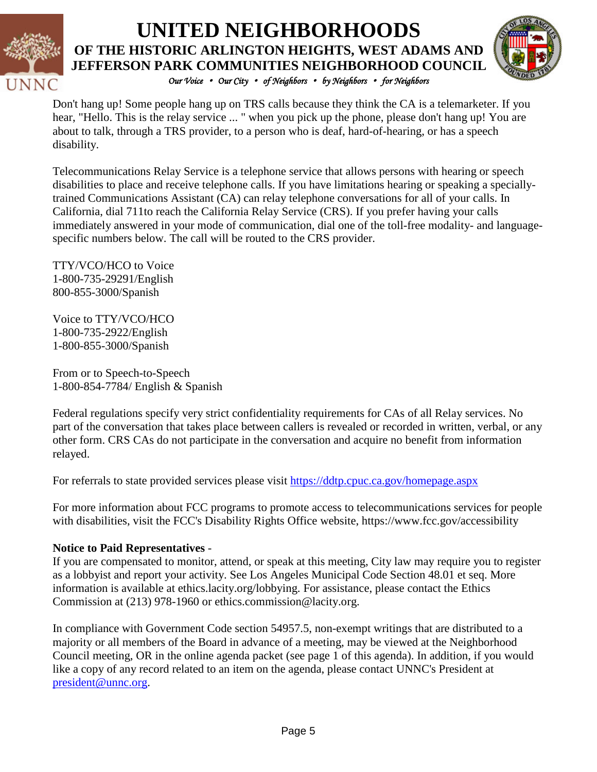Don't hang up! Some people hang up on TRS calls because they think the CA is a telemarketer. If you hear, "Hello. This is the relay service ... " when you pick up the phone, please don't hang up! You are about to talk, through a TRS provider, to a person who is deaf, hard-of-hearing, or has a speech disability.

Telecommunications Relay Service is a telephone service that allows persons with hearing or speech disabilities to place and receive telephone calls. If you have limitations hearing or speaking a specially-trained Communications Assistant (CA) can relay telephone conversations for all of your calls. In California, dial 711to reach the California Relay Service (CRS). If you prefer having your calls immediately answered in your mode of communication, dial one of the toll-free modality- and language-specific numbers below. The call will be routed to the CRS provider.

TTY/VCO/HCO to Voice
1-800-735-29291/English
800-855-3000/Spanish

Voice to TTY/VCO/HCO
1-800-735-2922/English
1-800-855-3000/Spanish

From or to Speech-to-Speech
1-800-854-7784/ English & Spanish

Federal regulations specify very strict confidentiality requirements for CAs of all Relay services. No part of the conversation that takes place between callers is revealed or recorded in written, verbal, or any other form. CRS CAs do not participate in the conversation and acquire no benefit from information relayed.

For referrals to state provided services please visit [https://ddtp.cpuc.ca.gov/homepage.aspx](https://ddtp.cpuc.ca.gov/homepage.aspx)

For more information about FCC programs to promote access to telecommunications services for people with disabilities, visit the FCC's Disability Rights Office website, https://www.fcc.gov/accessibility

**Notice to Paid Representatives** -
If you are compensated to monitor, attend, or speak at this meeting, City law may require you to register as a lobbyist and report your activity. See Los Angeles Municipal Code Section 48.01 et seq. More information is available at ethics.lacity.org/lobbying. For assistance, please contact the Ethics Commission at (213) 978-1960 or ethics.commission@lacity.org.

In compliance with Government Code section 54957.5, non-exempt writings that are distributed to a majority or all members of the Board in advance of a meeting, may be viewed at the Neighborhood Council meeting, OR in the online agenda packet (see page 1 of this agenda). In addition, if you would like a copy of any record related to an item on the agenda, please contact UNNC's President at [president@unnc.org](mailto:president@unnc.org).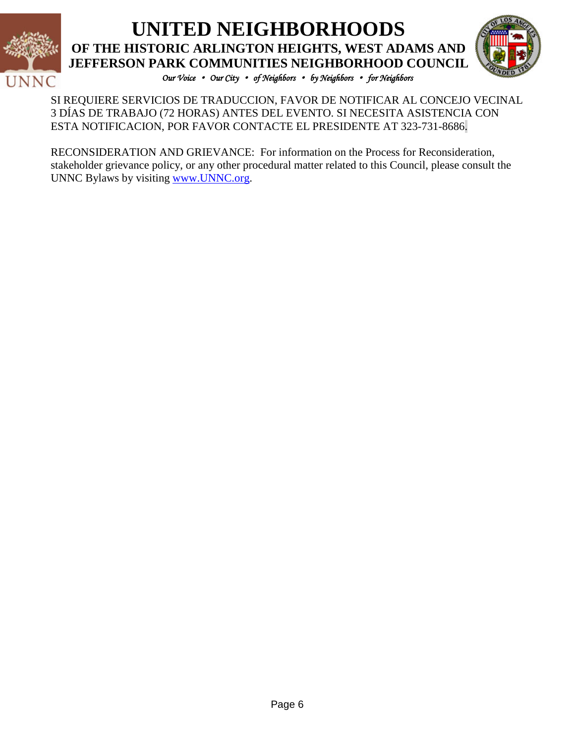SI REQUIERE SERVICIOS DE TRADUCCION, FAVOR DE NOTIFICAR AL CONCEJO VECINAL 3 DÍAS DE TRABAJO (72 HORAS) ANTES DEL EVENTO. SI NECESITA ASISTENCIA CON ESTA NOTIFICACION, POR FAVOR CONTACTE EL PRESIDENTE AT 323-731-8686.

RECONSIDERATION AND GRIEVANCE: For information on the Process for Reconsideration, stakeholder grievance policy, or any other procedural matter related to this Council, please consult the UNNC Bylaws by visiting www.UNNC.org.